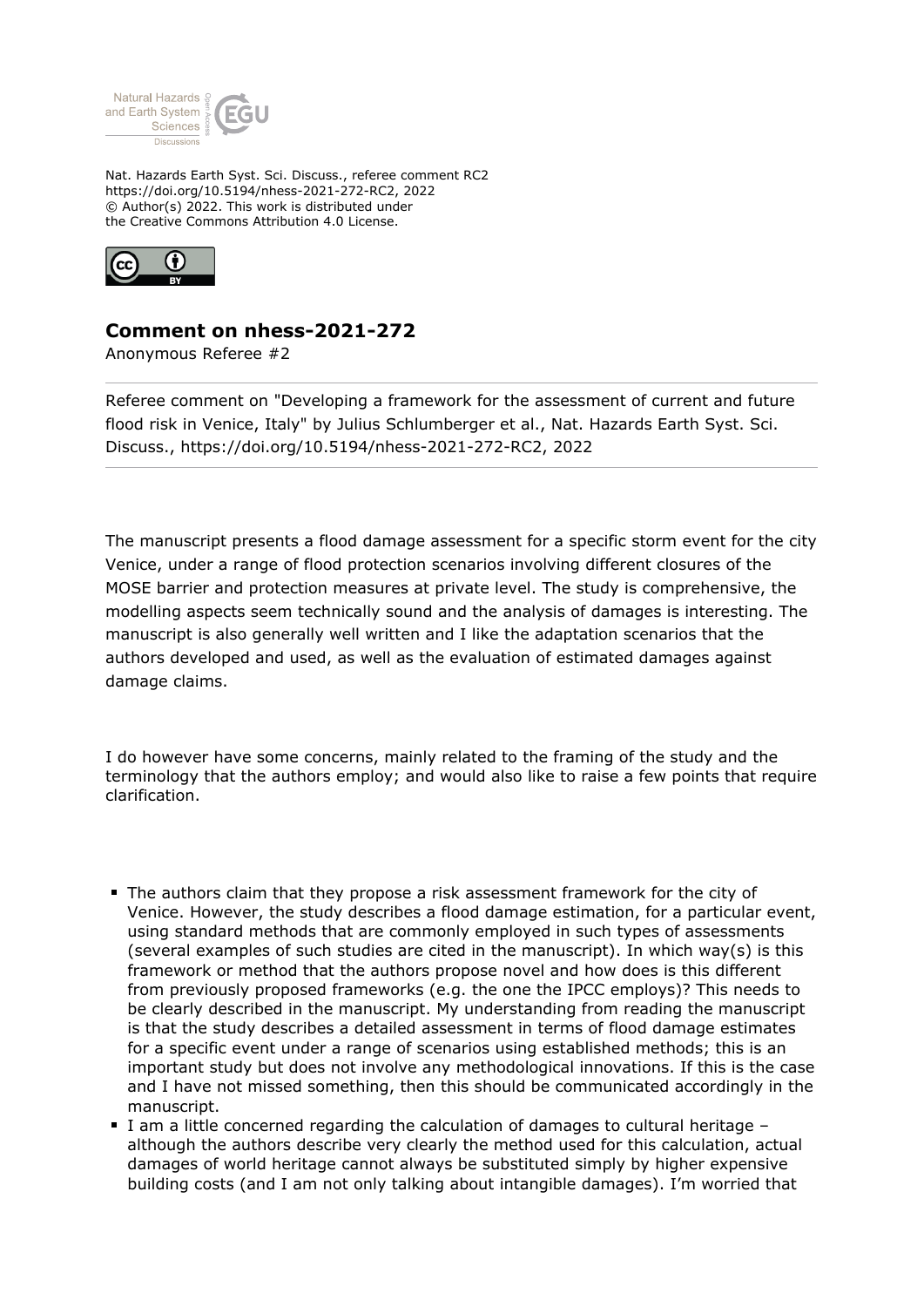Nat. Hazards Earth Syst. Sci. Discuss., referee comment RC2
https://doi.org/10.5194/nhess-2021-272-RC2, 2022
© Author(s) 2022. This work is distributed under
the Creative Commons Attribution 4.0 License.

## Comment on nhess-2021-272

Anonymous Referee #2

Referee comment on "Developing a framework for the assessment of current and future flood risk in Venice, Italy" by Julius Schlumberger et al., Nat. Hazards Earth Syst. Sci. Discuss., https://doi.org/10.5194/nhess-2021-272-RC2, 2022

The manuscript presents a flood damage assessment for a specific storm event for the city Venice, under a range of flood protection scenarios involving different closures of the MOSE barrier and protection measures at private level. The study is comprehensive, the modelling aspects seem technically sound and the analysis of damages is interesting. The manuscript is also generally well written and I like the adaptation scenarios that the authors developed and used, as well as the evaluation of estimated damages against damage claims.

I do however have some concerns, mainly related to the framing of the study and the terminology that the authors employ; and would also like to raise a few points that require clarification.

- The authors claim that they propose a risk assessment framework for the city of Venice. However, the study describes a flood damage estimation, for a particular event, using standard methods that are commonly employed in such types of assessments (several examples of such studies are cited in the manuscript). In which way(s) is this framework or method that the authors propose novel and how does is this different from previously proposed frameworks (e.g. the one the IPCC employs)? This needs to be clearly described in the manuscript. My understanding from reading the manuscript is that the study describes a detailed assessment in terms of flood damage estimates for a specific event under a range of scenarios using established methods; this is an important study but does not involve any methodological innovations. If this is the case and I have not missed something, then this should be communicated accordingly in the manuscript.
- I am a little concerned regarding the calculation of damages to cultural heritage – although the authors describe very clearly the method used for this calculation, actual damages of world heritage cannot always be substituted simply by higher expensive building costs (and I am not only talking about intangible damages). I'm worried that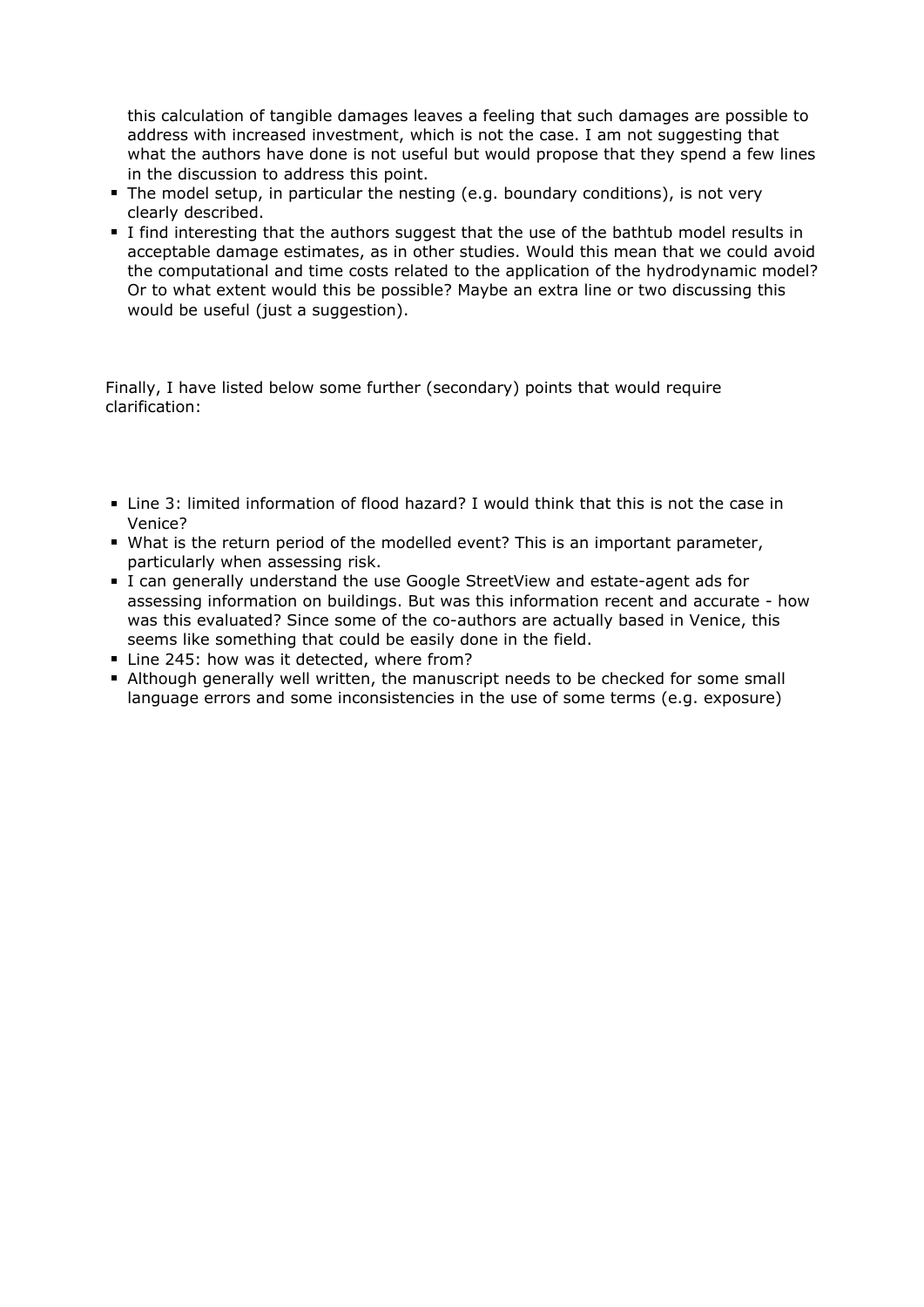this calculation of tangible damages leaves a feeling that such damages are possible to address with increased investment, which is not the case. I am not suggesting that what the authors have done is not useful but would propose that they spend a few lines in the discussion to address this point.

- The model setup, in particular the nesting (e.g. boundary conditions), is not very clearly described.
- I find interesting that the authors suggest that the use of the bathtub model results in acceptable damage estimates, as in other studies. Would this mean that we could avoid the computational and time costs related to the application of the hydrodynamic model? Or to what extent would this be possible? Maybe an extra line or two discussing this would be useful (just a suggestion).

Finally, I have listed below some further (secondary) points that would require clarification:

- Line 3: limited information of flood hazard? I would think that this is not the case in Venice?
- What is the return period of the modelled event? This is an important parameter, particularly when assessing risk.
- I can generally understand the use Google StreetView and estate-agent ads for assessing information on buildings. But was this information recent and accurate - how was this evaluated? Since some of the co-authors are actually based in Venice, this seems like something that could be easily done in the field.
- Line 245: how was it detected, where from?
- Although generally well written, the manuscript needs to be checked for some small language errors and some inconsistencies in the use of some terms (e.g. exposure)